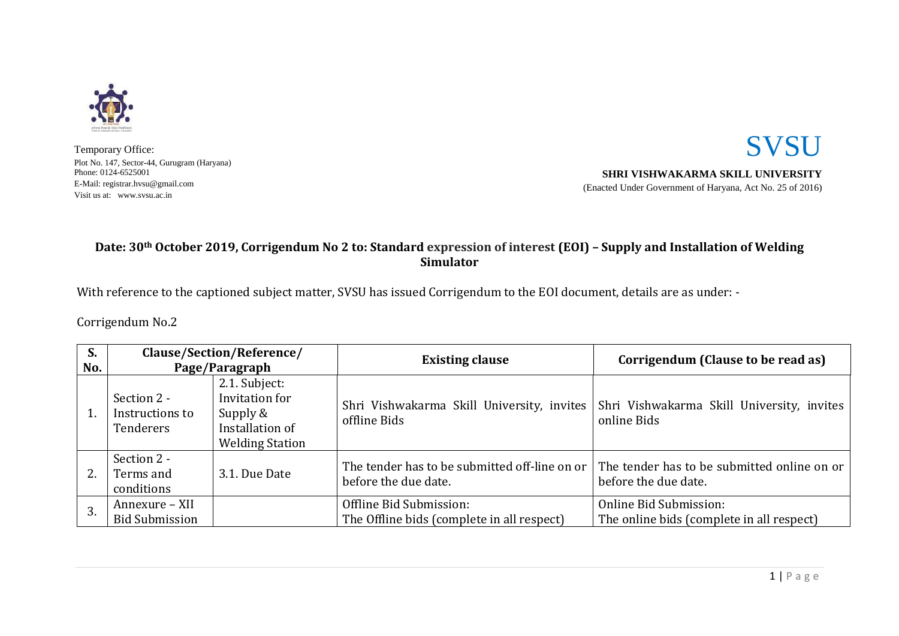Temporary Office:
Plot No. 147, Sector-44, Gurugram (Haryana)
Phone: 0124-6525001
E-Mail: registrar.hvsu@gmail.com
Visit us at: www.svsu.ac.in

SVSU

**SHRI VISHWAKARMA SKILL UNIVERSITY**
(Enacted Under Government of Haryana, Act No. 25 of 2016)

## Date: 30th October 2019, Corrigendum No 2 to: Standard expression of interest (EOI) – Supply and Installation of Welding Simulator

With reference to the captioned subject matter, SVSU has issued Corrigendum to the EOI document, details are as under: -

Corrigendum No.2

| S. No. | Clause/Section/Reference/ Page/Paragraph | | Existing clause | Corrigendum (Clause to be read as) |
|---|---|---|---|---|
| 1. | Section 2 - Instructions to Tenderers | 2.1. Subject: Invitation for Supply & Installation of Welding Station | Shri Vishwakarma Skill University, invites offline Bids | Shri Vishwakarma Skill University, invites online Bids |
| 2. | Section 2 - Terms and conditions | 3.1. Due Date | The tender has to be submitted off-line on or before the due date. | The tender has to be submitted online on or before the due date. |
| 3. | Annexure – XII Bid Submission | | Offline Bid Submission: The Offline bids (complete in all respect) | Online Bid Submission: The online bids (complete in all respect) |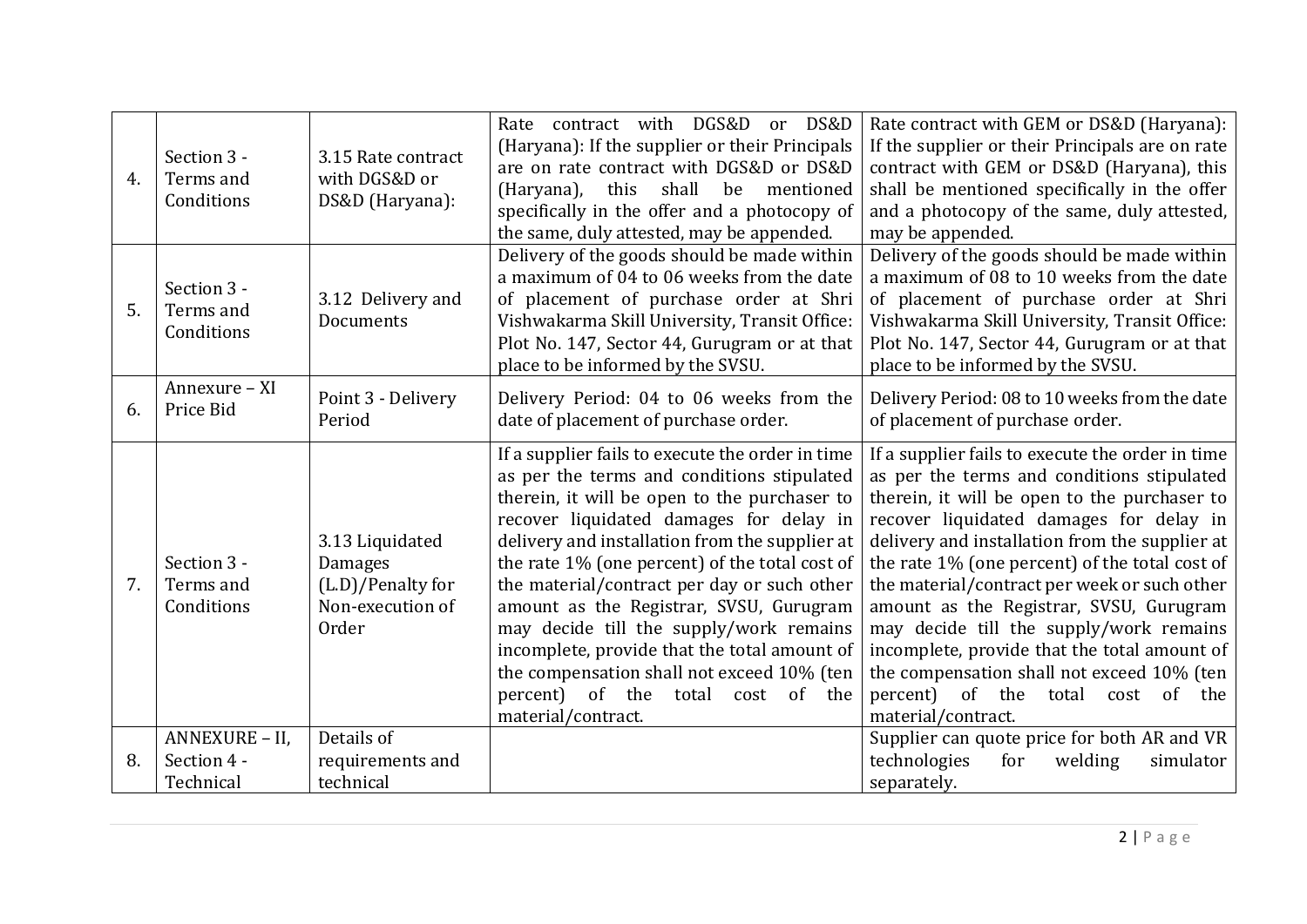| | | | | |
|---|---|---|---|---|
| 4. | Section 3 - Terms and Conditions | 3.15 Rate contract with DGS&D or DS&D (Haryana): | Rate contract with DGS&D or DS&D (Haryana): If the supplier or their Principals are on rate contract with DGS&D or DS&D (Haryana), this shall be mentioned specifically in the offer and a photocopy of the same, duly attested, may be appended. | Rate contract with GEM or DS&D (Haryana): If the supplier or their Principals are on rate contract with GEM or DS&D (Haryana), this shall be mentioned specifically in the offer and a photocopy of the same, duly attested, may be appended. |
| 5. | Section 3 - Terms and Conditions | 3.12 Delivery and Documents | Delivery of the goods should be made within a maximum of 04 to 06 weeks from the date of placement of purchase order at Shri Vishwakarma Skill University, Transit Office: Plot No. 147, Sector 44, Gurugram or at that place to be informed by the SVSU. | Delivery of the goods should be made within a maximum of 08 to 10 weeks from the date of placement of purchase order at Shri Vishwakarma Skill University, Transit Office: Plot No. 147, Sector 44, Gurugram or at that place to be informed by the SVSU. |
| 6. | Annexure – XI Price Bid | Point 3 - Delivery Period | Delivery Period: 04 to 06 weeks from the date of placement of purchase order. | Delivery Period: 08 to 10 weeks from the date of placement of purchase order. |
| 7. | Section 3 - Terms and Conditions | 3.13 Liquidated Damages (L.D)/Penalty for Non-execution of Order | If a supplier fails to execute the order in time as per the terms and conditions stipulated therein, it will be open to the purchaser to recover liquidated damages for delay in delivery and installation from the supplier at the rate 1% (one percent) of the total cost of the material/contract per day or such other amount as the Registrar, SVSU, Gurugram may decide till the supply/work remains incomplete, provide that the total amount of the compensation shall not exceed 10% (ten percent) of the total cost of the material/contract. | If a supplier fails to execute the order in time as per the terms and conditions stipulated therein, it will be open to the purchaser to recover liquidated damages for delay in delivery and installation from the supplier at the rate 1% (one percent) of the total cost of the material/contract per week or such other amount as the Registrar, SVSU, Gurugram may decide till the supply/work remains incomplete, provide that the total amount of the compensation shall not exceed 10% (ten percent) of the total cost of the material/contract. |
| 8. | ANNEXURE – II, Section 4 - Technical | Details of requirements and technical | | Supplier can quote price for both AR and VR technologies for welding simulator separately. |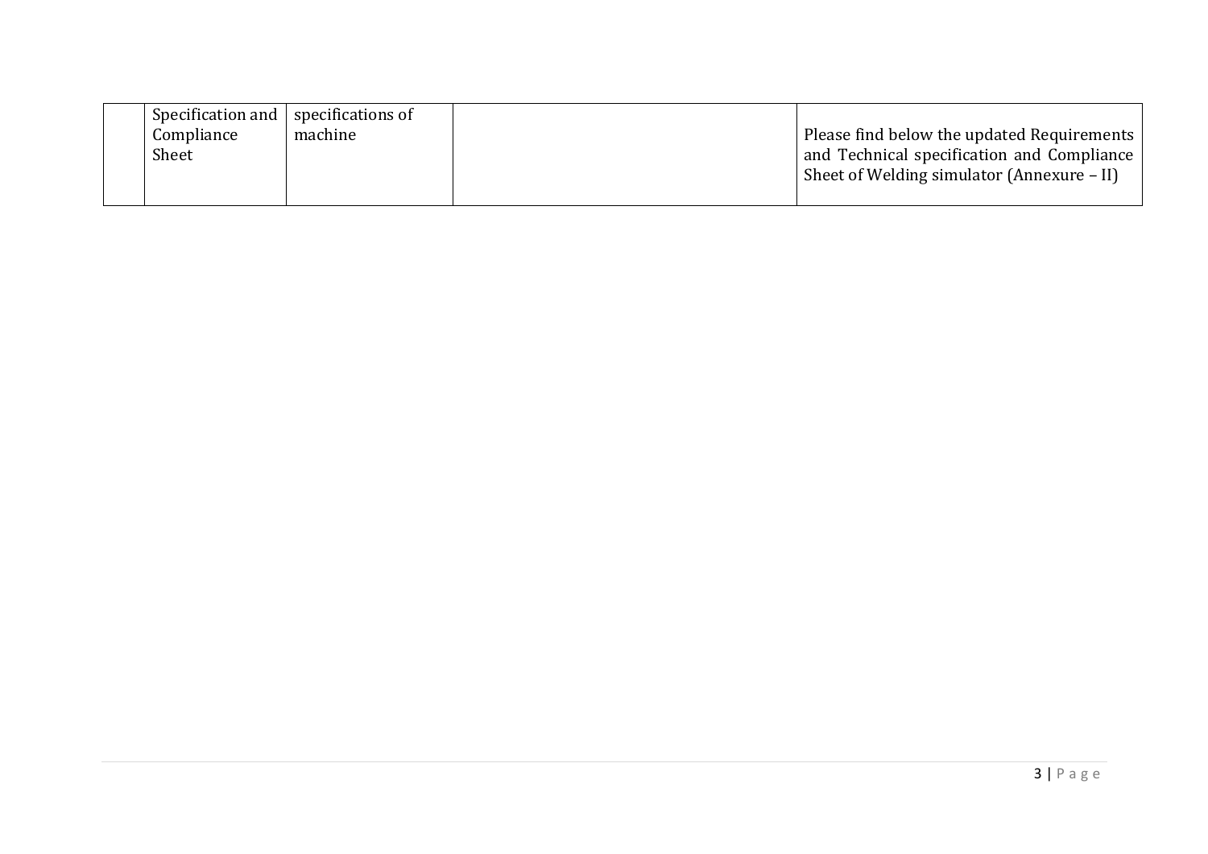| | | | | |
|---|---|---|---|---|
| | Specification and Compliance Sheet | specifications of machine | | Please find below the updated Requirements and Technical specification and Compliance Sheet of Welding simulator (Annexure – II) |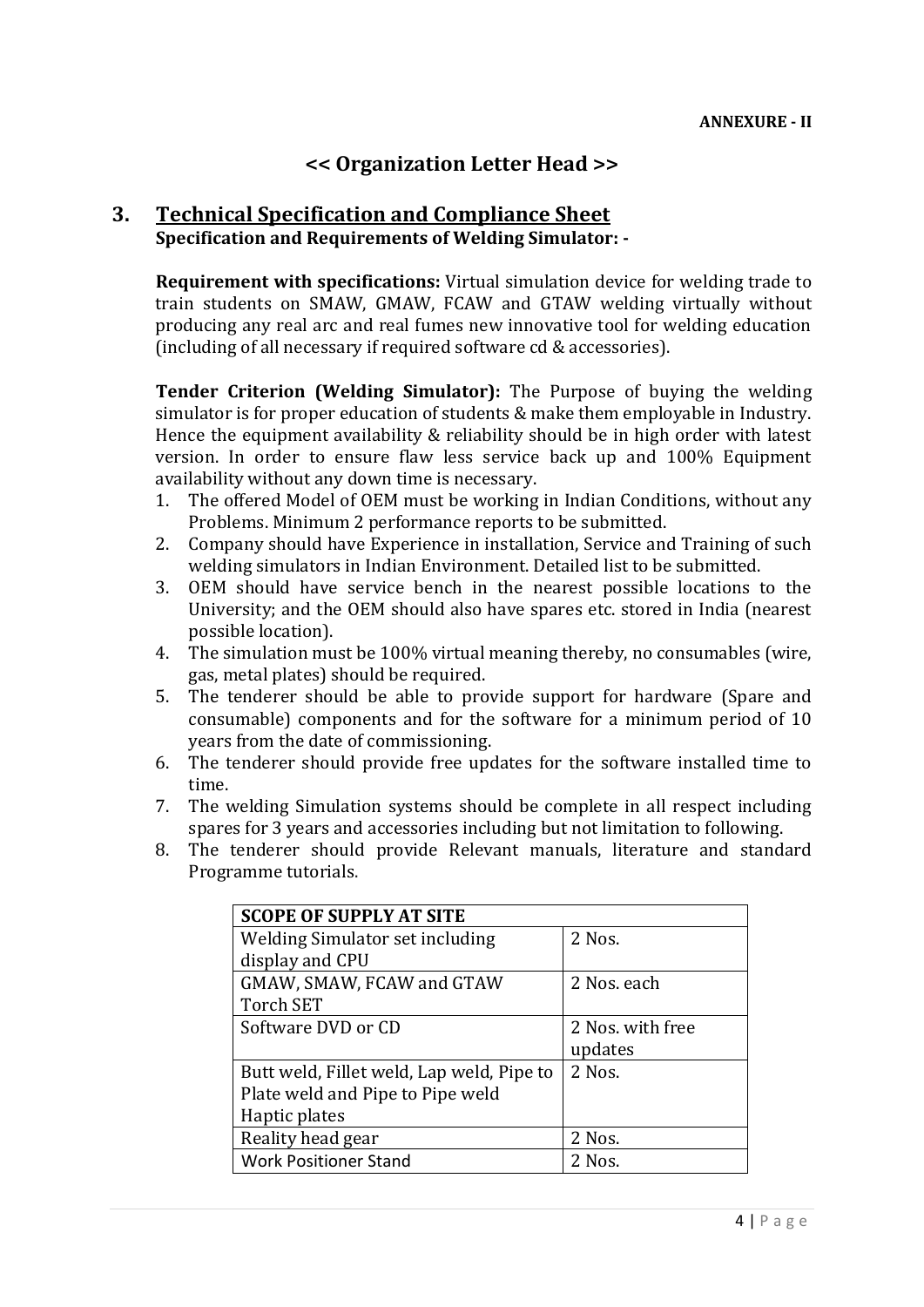**ANNEXURE - II**

## << Organization Letter Head >>

## 3. Technical Specification and Compliance Sheet

**Specification and Requirements of Welding Simulator: -**

**Requirement with specifications:** Virtual simulation device for welding trade to train students on SMAW, GMAW, FCAW and GTAW welding virtually without producing any real arc and real fumes new innovative tool for welding education (including of all necessary if required software cd & accessories).

**Tender Criterion (Welding Simulator):** The Purpose of buying the welding simulator is for proper education of students & make them employable in Industry. Hence the equipment availability & reliability should be in high order with latest version. In order to ensure flaw less service back up and 100% Equipment availability without any down time is necessary.

1. The offered Model of OEM must be working in Indian Conditions, without any Problems. Minimum 2 performance reports to be submitted.
2. Company should have Experience in installation, Service and Training of such welding simulators in Indian Environment. Detailed list to be submitted.
3. OEM should have service bench in the nearest possible locations to the University; and the OEM should also have spares etc. stored in India (nearest possible location).
4. The simulation must be 100% virtual meaning thereby, no consumables (wire, gas, metal plates) should be required.
5. The tenderer should be able to provide support for hardware (Spare and consumable) components and for the software for a minimum period of 10 years from the date of commissioning.
6. The tenderer should provide free updates for the software installed time to time.
7. The welding Simulation systems should be complete in all respect including spares for 3 years and accessories including but not limitation to following.
8. The tenderer should provide Relevant manuals, literature and standard Programme tutorials.

| SCOPE OF SUPPLY AT SITE | |
|---|---|
| Welding Simulator set including display and CPU | 2 Nos. |
| GMAW, SMAW, FCAW and GTAW Torch SET | 2 Nos. each |
| Software DVD or CD | 2 Nos. with free updates |
| Butt weld, Fillet weld, Lap weld, Pipe to Plate weld and Pipe to Pipe weld Haptic plates | 2 Nos. |
| Reality head gear | 2 Nos. |
| Work Positioner Stand | 2 Nos. |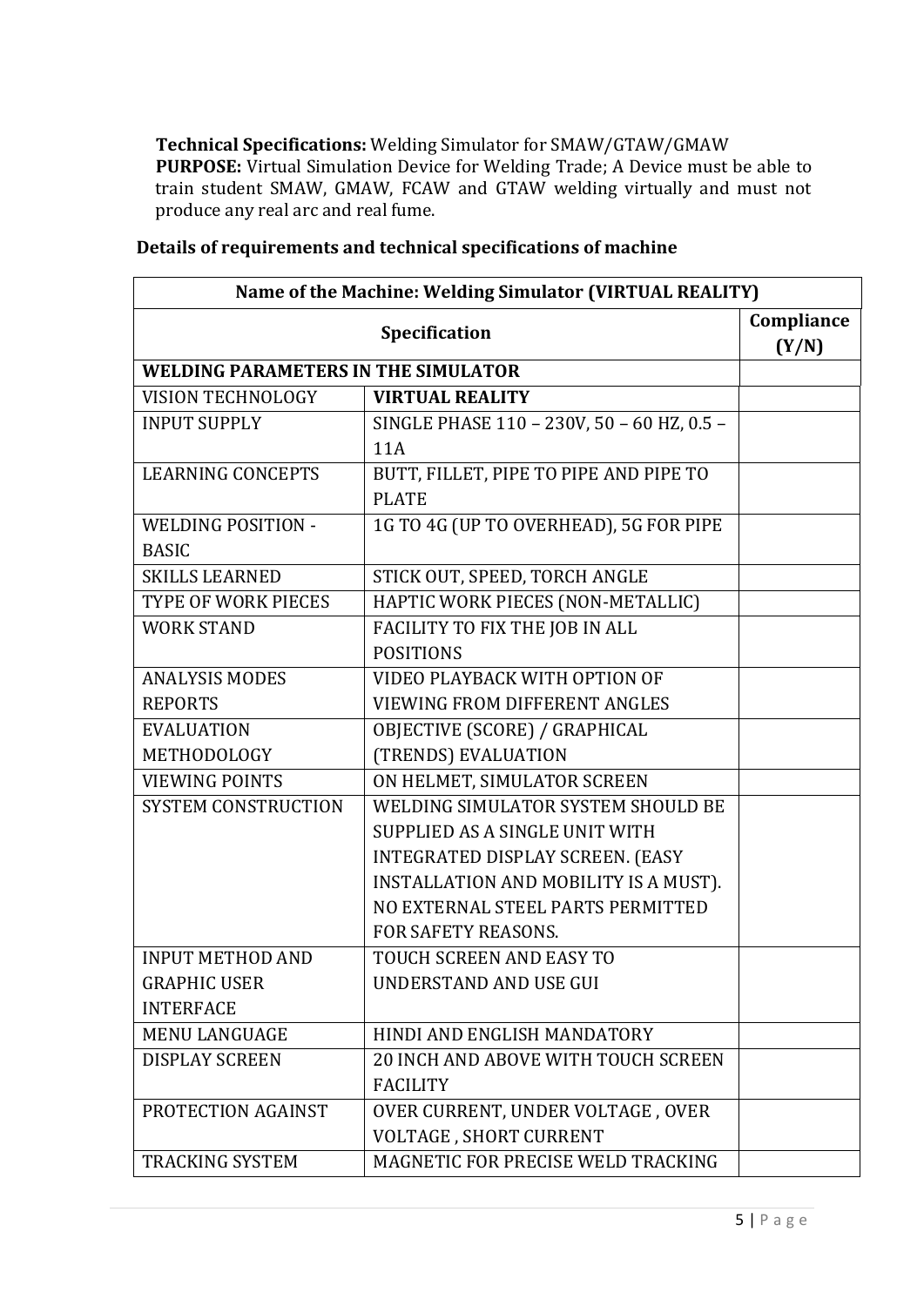**Technical Specifications:** Welding Simulator for SMAW/GTAW/GMAW
**PURPOSE:** Virtual Simulation Device for Welding Trade; A Device must be able to train student SMAW, GMAW, FCAW and GTAW welding virtually and must not produce any real arc and real fume.

**Details of requirements and technical specifications of machine**

| Name of the Machine: Welding Simulator (VIRTUAL REALITY) | | |
|---|---|---|
| **Specification** | | **Compliance (Y/N)** |
| **WELDING PARAMETERS IN THE SIMULATOR** | | |
| VISION TECHNOLOGY | **VIRTUAL REALITY** | |
| INPUT SUPPLY | SINGLE PHASE 110 – 230V, 50 – 60 HZ, 0.5 – 11A | |
| LEARNING CONCEPTS | BUTT, FILLET, PIPE TO PIPE AND PIPE TO PLATE | |
| WELDING POSITION - BASIC | 1G TO 4G (UP TO OVERHEAD), 5G FOR PIPE | |
| SKILLS LEARNED | STICK OUT, SPEED, TORCH ANGLE | |
| TYPE OF WORK PIECES | HAPTIC WORK PIECES (NON-METALLIC) | |
| WORK STAND | FACILITY TO FIX THE JOB IN ALL POSITIONS | |
| ANALYSIS MODES REPORTS | VIDEO PLAYBACK WITH OPTION OF VIEWING FROM DIFFERENT ANGLES | |
| EVALUATION METHODOLOGY | OBJECTIVE (SCORE) / GRAPHICAL (TRENDS) EVALUATION | |
| VIEWING POINTS | ON HELMET, SIMULATOR SCREEN | |
| SYSTEM CONSTRUCTION | WELDING SIMULATOR SYSTEM SHOULD BE SUPPLIED AS A SINGLE UNIT WITH INTEGRATED DISPLAY SCREEN. (EASY INSTALLATION AND MOBILITY IS A MUST). NO EXTERNAL STEEL PARTS PERMITTED FOR SAFETY REASONS. | |
| INPUT METHOD AND GRAPHIC USER INTERFACE | TOUCH SCREEN AND EASY TO UNDERSTAND AND USE GUI | |
| MENU LANGUAGE | HINDI AND ENGLISH MANDATORY | |
| DISPLAY SCREEN | 20 INCH AND ABOVE WITH TOUCH SCREEN FACILITY | |
| PROTECTION AGAINST | OVER CURRENT, UNDER VOLTAGE , OVER VOLTAGE , SHORT CURRENT | |
| TRACKING SYSTEM | MAGNETIC FOR PRECISE WELD TRACKING | |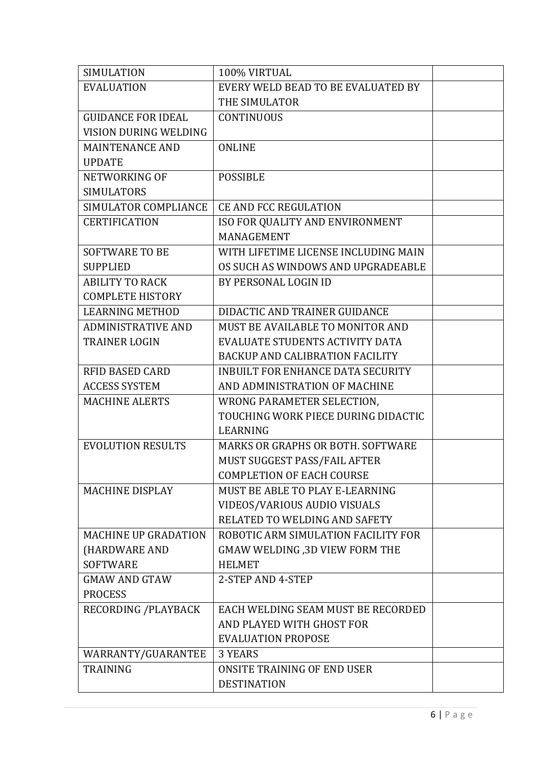| | | |
|---|---|---|
| SIMULATION | 100% VIRTUAL | |
| EVALUATION | EVERY WELD BEAD TO BE EVALUATED BY THE SIMULATOR | |
| GUIDANCE FOR IDEAL VISION DURING WELDING | CONTINUOUS | |
| MAINTENANCE AND UPDATE | ONLINE | |
| NETWORKING OF SIMULATORS | POSSIBLE | |
| SIMULATOR COMPLIANCE | CE AND FCC REGULATION | |
| CERTIFICATION | ISO FOR QUALITY AND ENVIRONMENT MANAGEMENT | |
| SOFTWARE TO BE SUPPLIED | WITH LIFETIME LICENSE INCLUDING MAIN OS SUCH AS WINDOWS AND UPGRADEABLE | |
| ABILITY TO RACK COMPLETE HISTORY | BY PERSONAL LOGIN ID | |
| LEARNING METHOD | DIDACTIC AND TRAINER GUIDANCE | |
| ADMINISTRATIVE AND TRAINER LOGIN | MUST BE AVAILABLE TO MONITOR AND EVALUATE STUDENTS ACTIVITY DATA BACKUP AND CALIBRATION FACILITY | |
| RFID BASED CARD ACCESS SYSTEM | INBUILT FOR ENHANCE DATA SECURITY AND ADMINISTRATION OF MACHINE | |
| MACHINE ALERTS | WRONG PARAMETER SELECTION, TOUCHING WORK PIECE DURING DIDACTIC LEARNING | |
| EVOLUTION RESULTS | MARKS OR GRAPHS OR BOTH. SOFTWARE MUST SUGGEST PASS/FAIL AFTER COMPLETION OF EACH COURSE | |
| MACHINE DISPLAY | MUST BE ABLE TO PLAY E-LEARNING VIDEOS/VARIOUS AUDIO VISUALS RELATED TO WELDING AND SAFETY | |
| MACHINE UP GRADATION (HARDWARE AND SOFTWARE | ROBOTIC ARM SIMULATION FACILITY FOR GMAW WELDING ,3D VIEW FORM THE HELMET | |
| GMAW AND GTAW PROCESS | 2-STEP AND 4-STEP | |
| RECORDING /PLAYBACK | EACH WELDING SEAM MUST BE RECORDED AND PLAYED WITH GHOST FOR EVALUATION PROPOSE | |
| WARRANTY/GUARANTEE | 3 YEARS | |
| TRAINING | ONSITE TRAINING OF END USER DESTINATION | |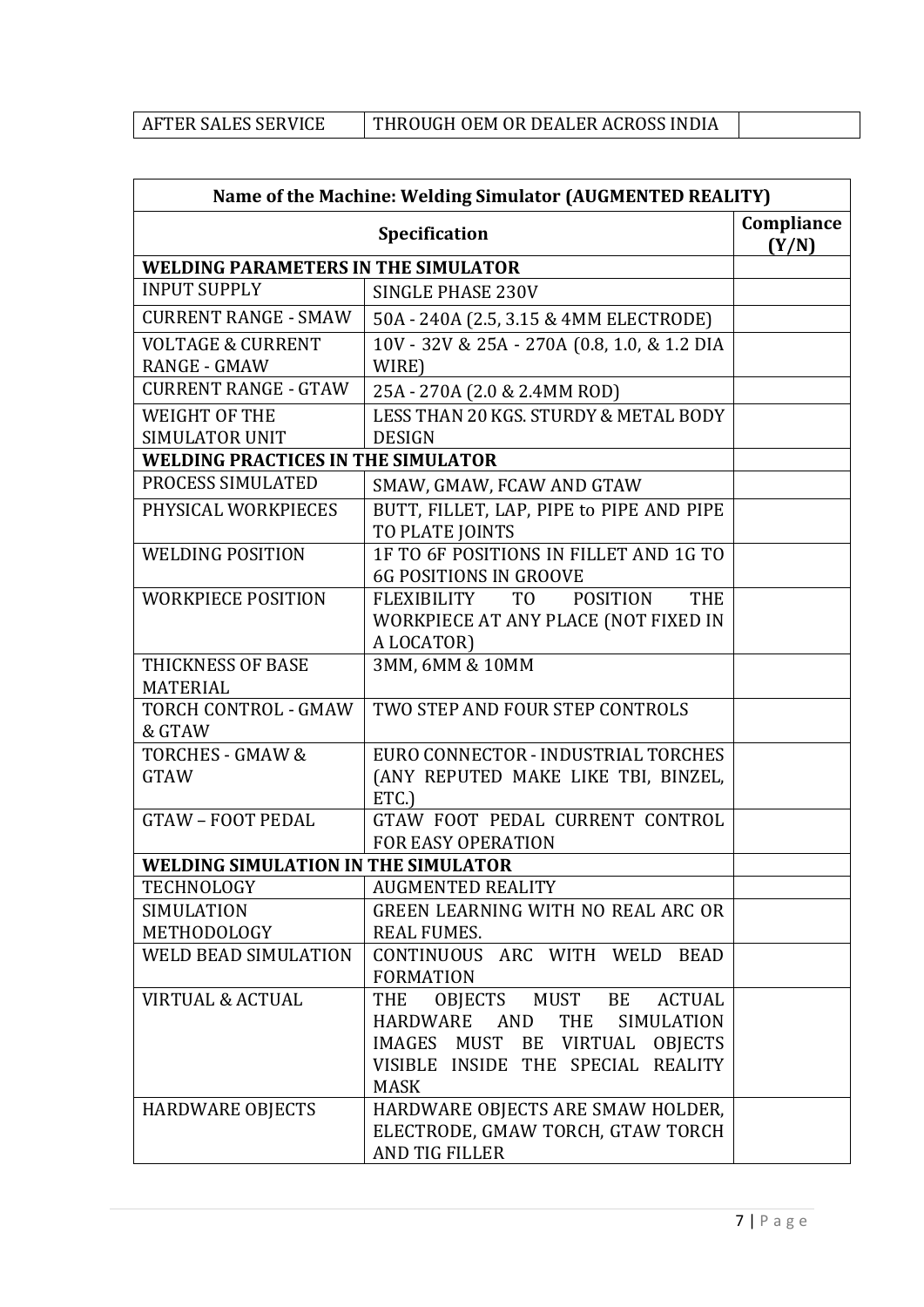| | | |
|---|---|---|
| AFTER SALES SERVICE | THROUGH OEM OR DEALER ACROSS INDIA | |

| Name of the Machine: Welding Simulator (AUGMENTED REALITY) | | |
|---|---|---|
| **Specification** | | **Compliance (Y/N)** |
| **WELDING PARAMETERS IN THE SIMULATOR** | | |
| INPUT SUPPLY | SINGLE PHASE 230V | |
| CURRENT RANGE - SMAW | 50A - 240A (2.5, 3.15 & 4MM ELECTRODE) | |
| VOLTAGE & CURRENT RANGE - GMAW | 10V - 32V & 25A - 270A (0.8, 1.0, & 1.2 DIA WIRE) | |
| CURRENT RANGE - GTAW | 25A - 270A (2.0 & 2.4MM ROD) | |
| WEIGHT OF THE SIMULATOR UNIT | LESS THAN 20 KGS. STURDY & METAL BODY DESIGN | |
| **WELDING PRACTICES IN THE SIMULATOR** | | |
| PROCESS SIMULATED | SMAW, GMAW, FCAW AND GTAW | |
| PHYSICAL WORKPIECES | BUTT, FILLET, LAP, PIPE to PIPE AND PIPE TO PLATE JOINTS | |
| WELDING POSITION | 1F TO 6F POSITIONS IN FILLET AND 1G TO 6G POSITIONS IN GROOVE | |
| WORKPIECE POSITION | FLEXIBILITY TO POSITION THE WORKPIECE AT ANY PLACE (NOT FIXED IN A LOCATOR) | |
| THICKNESS OF BASE MATERIAL | 3MM, 6MM & 10MM | |
| TORCH CONTROL - GMAW & GTAW | TWO STEP AND FOUR STEP CONTROLS | |
| TORCHES - GMAW & GTAW | EURO CONNECTOR - INDUSTRIAL TORCHES (ANY REPUTED MAKE LIKE TBI, BINZEL, ETC.) | |
| GTAW – FOOT PEDAL | GTAW FOOT PEDAL CURRENT CONTROL FOR EASY OPERATION | |
| **WELDING SIMULATION IN THE SIMULATOR** | | |
| TECHNOLOGY | AUGMENTED REALITY | |
| SIMULATION METHODOLOGY | GREEN LEARNING WITH NO REAL ARC OR REAL FUMES. | |
| WELD BEAD SIMULATION | CONTINUOUS ARC WITH WELD BEAD FORMATION | |
| VIRTUAL & ACTUAL | THE OBJECTS MUST BE ACTUAL HARDWARE AND THE SIMULATION IMAGES MUST BE VIRTUAL OBJECTS VISIBLE INSIDE THE SPECIAL REALITY MASK | |
| HARDWARE OBJECTS | HARDWARE OBJECTS ARE SMAW HOLDER, ELECTRODE, GMAW TORCH, GTAW TORCH AND TIG FILLER | |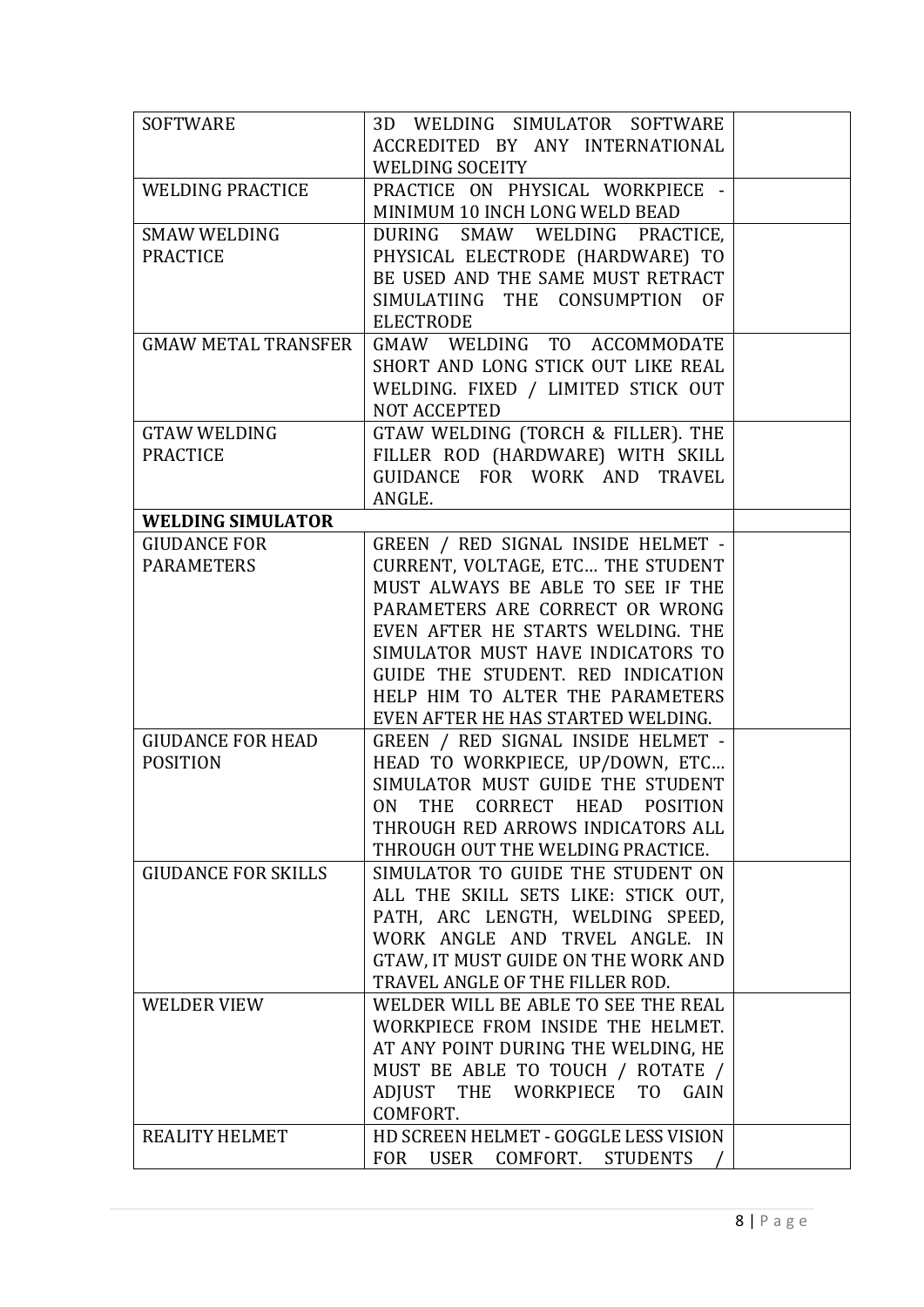| | | |
|---|---|---|
| SOFTWARE | 3D WELDING SIMULATOR SOFTWARE ACCREDITED BY ANY INTERNATIONAL WELDING SOCEITY | |
| WELDING PRACTICE | PRACTICE ON PHYSICAL WORKPIECE - MINIMUM 10 INCH LONG WELD BEAD | |
| SMAW WELDING PRACTICE | DURING SMAW WELDING PRACTICE, PHYSICAL ELECTRODE (HARDWARE) TO BE USED AND THE SAME MUST RETRACT SIMULATIING THE CONSUMPTION OF ELECTRODE | |
| GMAW METAL TRANSFER | GMAW WELDING TO ACCOMMODATE SHORT AND LONG STICK OUT LIKE REAL WELDING. FIXED / LIMITED STICK OUT NOT ACCEPTED | |
| GTAW WELDING PRACTICE | GTAW WELDING (TORCH & FILLER). THE FILLER ROD (HARDWARE) WITH SKILL GUIDANCE FOR WORK AND TRAVEL ANGLE. | |
| **WELDING SIMULATOR** | | |
| GIUDANCE FOR PARAMETERS | GREEN / RED SIGNAL INSIDE HELMET - CURRENT, VOLTAGE, ETC… THE STUDENT MUST ALWAYS BE ABLE TO SEE IF THE PARAMETERS ARE CORRECT OR WRONG EVEN AFTER HE STARTS WELDING. THE SIMULATOR MUST HAVE INDICATORS TO GUIDE THE STUDENT. RED INDICATION HELP HIM TO ALTER THE PARAMETERS EVEN AFTER HE HAS STARTED WELDING. | |
| GIUDANCE FOR HEAD POSITION | GREEN / RED SIGNAL INSIDE HELMET - HEAD TO WORKPIECE, UP/DOWN, ETC… SIMULATOR MUST GUIDE THE STUDENT ON THE CORRECT HEAD POSITION THROUGH RED ARROWS INDICATORS ALL THROUGH OUT THE WELDING PRACTICE. | |
| GIUDANCE FOR SKILLS | SIMULATOR TO GUIDE THE STUDENT ON ALL THE SKILL SETS LIKE: STICK OUT, PATH, ARC LENGTH, WELDING SPEED, WORK ANGLE AND TRVEL ANGLE. IN GTAW, IT MUST GUIDE ON THE WORK AND TRAVEL ANGLE OF THE FILLER ROD. | |
| WELDER VIEW | WELDER WILL BE ABLE TO SEE THE REAL WORKPIECE FROM INSIDE THE HELMET. AT ANY POINT DURING THE WELDING, HE MUST BE ABLE TO TOUCH / ROTATE / ADJUST THE WORKPIECE TO GAIN COMFORT. | |
| REALITY HELMET | HD SCREEN HELMET - GOGGLE LESS VISION FOR USER COMFORT. STUDENTS / | |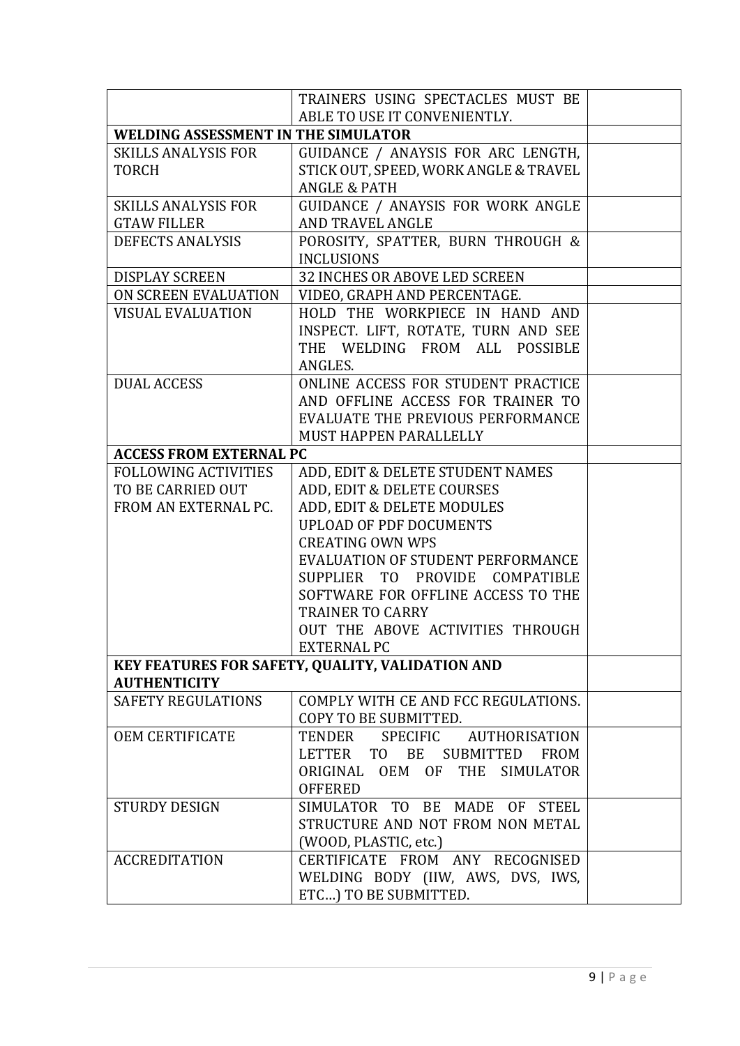| | | |
|---|---|---|
| | TRAINERS USING SPECTACLES MUST BE ABLE TO USE IT CONVENIENTLY. | |
| **WELDING ASSESSMENT IN THE SIMULATOR** | | |
| SKILLS ANALYSIS FOR TORCH | GUIDANCE / ANAYSIS FOR ARC LENGTH, STICK OUT, SPEED, WORK ANGLE & TRAVEL ANGLE & PATH | |
| SKILLS ANALYSIS FOR GTAW FILLER | GUIDANCE / ANAYSIS FOR WORK ANGLE AND TRAVEL ANGLE | |
| DEFECTS ANALYSIS | POROSITY, SPATTER, BURN THROUGH & INCLUSIONS | |
| DISPLAY SCREEN | 32 INCHES OR ABOVE LED SCREEN | |
| ON SCREEN EVALUATION | VIDEO, GRAPH AND PERCENTAGE. | |
| VISUAL EVALUATION | HOLD THE WORKPIECE IN HAND AND INSPECT. LIFT, ROTATE, TURN AND SEE THE WELDING FROM ALL POSSIBLE ANGLES. | |
| DUAL ACCESS | ONLINE ACCESS FOR STUDENT PRACTICE AND OFFLINE ACCESS FOR TRAINER TO EVALUATE THE PREVIOUS PERFORMANCE MUST HAPPEN PARALLELLY | |
| **ACCESS FROM EXTERNAL PC** | | |
| FOLLOWING ACTIVITIES TO BE CARRIED OUT FROM AN EXTERNAL PC. | ADD, EDIT & DELETE STUDENT NAMES<br>ADD, EDIT & DELETE COURSES<br>ADD, EDIT & DELETE MODULES<br>UPLOAD OF PDF DOCUMENTS<br>CREATING OWN WPS<br>EVALUATION OF STUDENT PERFORMANCE<br>SUPPLIER TO PROVIDE COMPATIBLE SOFTWARE FOR OFFLINE ACCESS TO THE TRAINER TO CARRY<br>OUT THE ABOVE ACTIVITIES THROUGH EXTERNAL PC | |
| **KEY FEATURES FOR SAFETY, QUALITY, VALIDATION AND AUTHENTICITY** | | |
| SAFETY REGULATIONS | COMPLY WITH CE AND FCC REGULATIONS. COPY TO BE SUBMITTED. | |
| OEM CERTIFICATE | TENDER SPECIFIC AUTHORISATION LETTER TO BE SUBMITTED FROM ORIGINAL OEM OF THE SIMULATOR OFFERED | |
| STURDY DESIGN | SIMULATOR TO BE MADE OF STEEL STRUCTURE AND NOT FROM NON METAL (WOOD, PLASTIC, etc.) | |
| ACCREDITATION | CERTIFICATE FROM ANY RECOGNISED WELDING BODY (IIW, AWS, DVS, IWS, ETC...) TO BE SUBMITTED. | |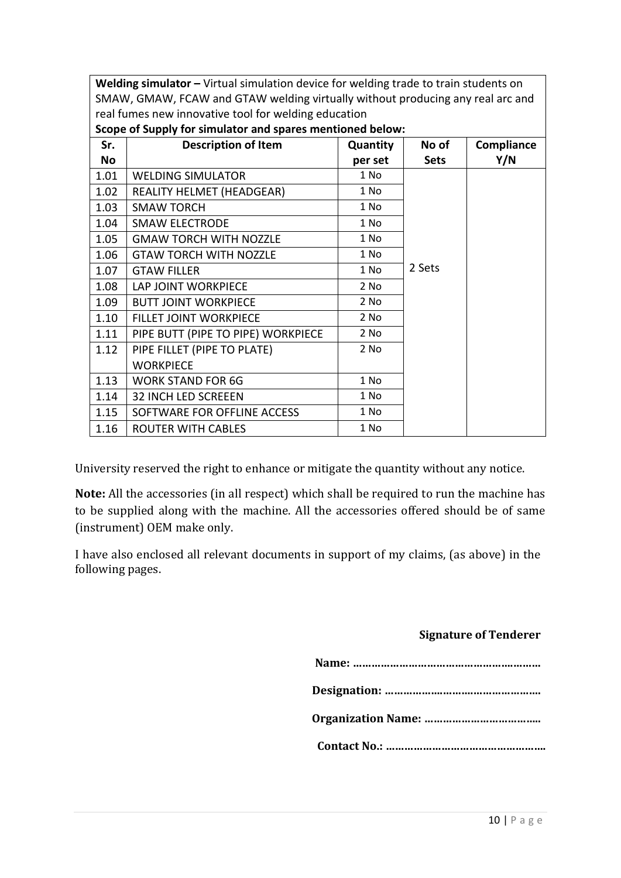**Welding simulator –** Virtual simulation device for welding trade to train students on SMAW, GMAW, FCAW and GTAW welding virtually without producing any real arc and real fumes new innovative tool for welding education

**Scope of Supply for simulator and spares mentioned below:**

| Sr. No | Description of Item | Quantity per set | No of Sets | Compliance Y/N |
|---|---|---|---|---|
| 1.01 | WELDING SIMULATOR | 1 No | 2 Sets | |
| 1.02 | REALITY HELMET (HEADGEAR) | 1 No | | |
| 1.03 | SMAW TORCH | 1 No | | |
| 1.04 | SMAW ELECTRODE | 1 No | | |
| 1.05 | GMAW TORCH WITH NOZZLE | 1 No | | |
| 1.06 | GTAW TORCH WITH NOZZLE | 1 No | | |
| 1.07 | GTAW FILLER | 1 No | | |
| 1.08 | LAP JOINT WORKPIECE | 2 No | | |
| 1.09 | BUTT JOINT WORKPIECE | 2 No | | |
| 1.10 | FILLET JOINT WORKPIECE | 2 No | | |
| 1.11 | PIPE BUTT (PIPE TO PIPE) WORKPIECE | 2 No | | |
| 1.12 | PIPE FILLET (PIPE TO PLATE) WORKPIECE | 2 No | | |
| 1.13 | WORK STAND FOR 6G | 1 No | | |
| 1.14 | 32 INCH LED SCREEEN | 1 No | | |
| 1.15 | SOFTWARE FOR OFFLINE ACCESS | 1 No | | |
| 1.16 | ROUTER WITH CABLES | 1 No | | |

University reserved the right to enhance or mitigate the quantity without any notice.

**Note:** All the accessories (in all respect) which shall be required to run the machine has to be supplied along with the machine. All the accessories offered should be of same (instrument) OEM make only.

I have also enclosed all relevant documents in support of my claims, (as above) in the following pages.

**Signature of Tenderer**

**Name: ……………………………………………………**

**Designation: …………………………………………..**

**Organization Name: ………………………………..**

**Contact No.: …………………………………………….**